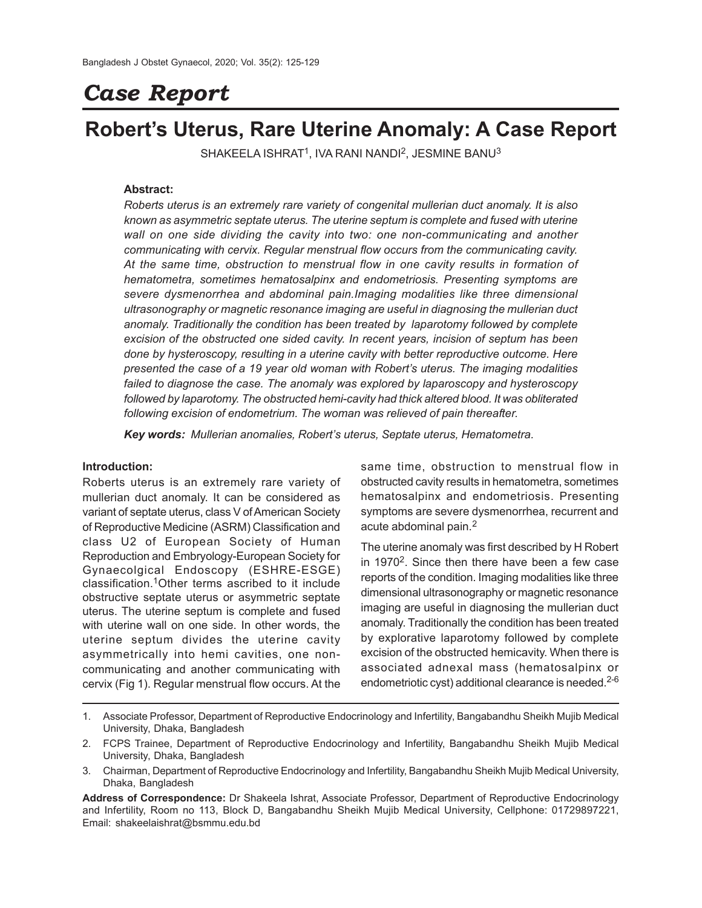# Case Report

## Robert's Uterus, Rare Uterine Anomaly: A Case Report

SHAKEELA ISHRAT[1], IVA RANI NANDI[2], JESMINE BANU[3]

### Abstract:

*Roberts uterus is an extremely rare variety of congenital mullerian duct anomaly. It is also known as asymmetric septate uterus. The uterine septum is complete and fused with uterine wall on one side dividing the cavity into two: one non-communicating and another communicating with cervix. Regular menstrual flow occurs from the communicating cavity. At the same time, obstruction to menstrual flow in one cavity results in formation of hematometra, sometimes hematosalpinx and endometriosis. Presenting symptoms are severe dysmenorrhea and abdominal pain.Imaging modalities like three dimensional ultrasonography or magnetic resonance imaging are useful in diagnosing the mullerian duct anomaly. Traditionally the condition has been treated by laparotomy followed by complete excision of the obstructed one sided cavity. In recent years, incision of septum has been done by hysteroscopy, resulting in a uterine cavity with better reproductive outcome. Here presented the case of a 19 year old woman with Robert's uterus. The imaging modalities failed to diagnose the case. The anomaly was explored by laparoscopy and hysteroscopy followed by laparotomy. The obstructed hemi-cavity had thick altered blood. It was obliterated following excision of endometrium. The woman was relieved of pain thereafter.*

***Key words:*** *Mullerian anomalies, Robert's uterus, Septate uterus, Hematometra.*

### Introduction:

Roberts uterus is an extremely rare variety of mullerian duct anomaly. It can be considered as variant of septate uterus, class V of American Society of Reproductive Medicine (ASRM) Classification and class U2 of European Society of Human Reproduction and Embryology-European Society for Gynaecolgical Endoscopy (ESHRE-ESGE) classification.[1]Other terms ascribed to it include obstructive septate uterus or asymmetric septate uterus. The uterine septum is complete and fused with uterine wall on one side. In other words, the uterine septum divides the uterine cavity asymmetrically into hemi cavities, one non-communicating and another communicating with cervix (Fig 1). Regular menstrual flow occurs. At the same time, obstruction to menstrual flow in obstructed cavity results in hematometra, sometimes hematosalpinx and endometriosis. Presenting symptoms are severe dysmenorrhea, recurrent and acute abdominal pain.[2]

The uterine anomaly was first described by H Robert in 1970[2]. Since then there have been a few case reports of the condition. Imaging modalities like three dimensional ultrasonography or magnetic resonance imaging are useful in diagnosing the mullerian duct anomaly. Traditionally the condition has been treated by explorative laparotomy followed by complete excision of the obstructed hemicavity. When there is associated adnexal mass (hematosalpinx or endometriotic cyst) additional clearance is needed.[2-6]

---

1. Associate Professor, Department of Reproductive Endocrinology and Infertility, Bangabandhu Sheikh Mujib Medical University, Dhaka, Bangladesh
2. FCPS Trainee, Department of Reproductive Endocrinology and Infertility, Bangabandhu Sheikh Mujib Medical University, Dhaka, Bangladesh
3. Chairman, Department of Reproductive Endocrinology and Infertility, Bangabandhu Sheikh Mujib Medical University, Dhaka, Bangladesh

**Address of Correspondence:** Dr Shakeela Ishrat, Associate Professor, Department of Reproductive Endocrinology and Infertility, Room no 113, Block D, Bangabandhu Sheikh Mujib Medical University, Cellphone: 01729897221, Email: shakeelaishrat@bsmmu.edu.bd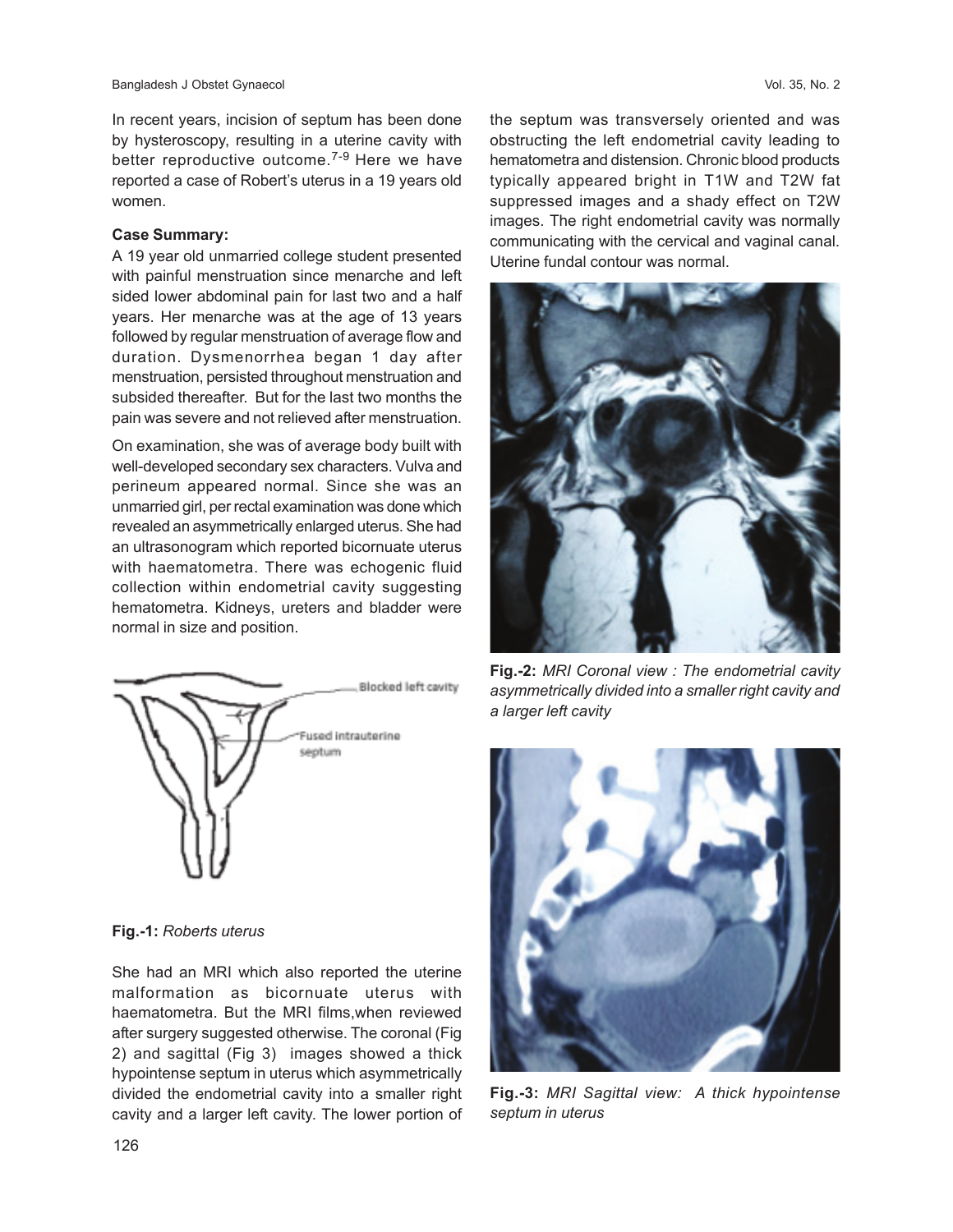In recent years, incision of septum has been done by hysteroscopy, resulting in a uterine cavity with better reproductive outcome.[7-9] Here we have reported a case of Robert's uterus in a 19 years old women.

**Case Summary:**

A 19 year old unmarried college student presented with painful menstruation since menarche and left sided lower abdominal pain for last two and a half years. Her menarche was at the age of 13 years followed by regular menstruation of average flow and duration. Dysmenorrhea began 1 day after menstruation, persisted throughout menstruation and subsided thereafter. But for the last two months the pain was severe and not relieved after menstruation.

On examination, she was of average body built with well-developed secondary sex characters. Vulva and perineum appeared normal. Since she was an unmarried girl, per rectal examination was done which revealed an asymmetrically enlarged uterus. She had an ultrasonogram which reported bicornuate uterus with haematometra. There was echogenic fluid collection within endometrial cavity suggesting hematometra. Kidneys, ureters and bladder were normal in size and position.

Blocked left cavity

Fused intrauterine septum

**Fig.-1:** *Roberts uterus*

She had an MRI which also reported the uterine malformation as bicornuate uterus with haematometra. But the MRI films,when reviewed after surgery suggested otherwise. The coronal (Fig 2) and sagittal (Fig 3) images showed a thick hypointense septum in uterus which asymmetrically divided the endometrial cavity into a smaller right cavity and a larger left cavity. The lower portion of the septum was transversely oriented and was obstructing the left endometrial cavity leading to hematometra and distension. Chronic blood products typically appeared bright in T1W and T2W fat suppressed images and a shady effect on T2W images. The right endometrial cavity was normally communicating with the cervical and vaginal canal. Uterine fundal contour was normal.

**Fig.-2:** *MRI Coronal view : The endometrial cavity asymmetrically divided into a smaller right cavity and a larger left cavity*

**Fig.-3:** *MRI Sagittal view: A thick hypointense septum in uterus*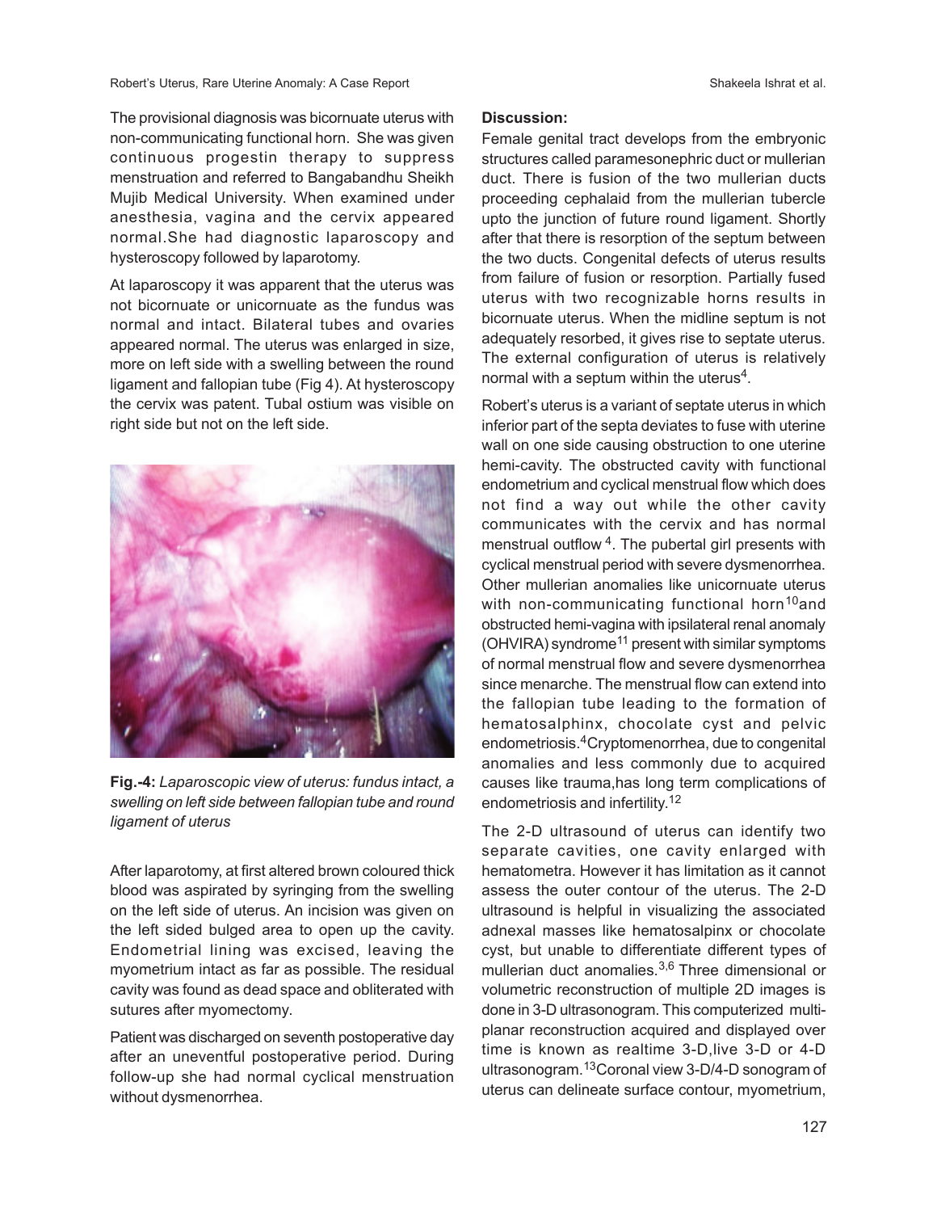The provisional diagnosis was bicornuate uterus with non-communicating functional horn. She was given continuous progestin therapy to suppress menstruation and referred to Bangabandhu Sheikh Mujib Medical University. When examined under anesthesia, vagina and the cervix appeared normal.She had diagnostic laparoscopy and hysteroscopy followed by laparotomy.

At laparoscopy it was apparent that the uterus was not bicornuate or unicornuate as the fundus was normal and intact. Bilateral tubes and ovaries appeared normal. The uterus was enlarged in size, more on left side with a swelling between the round ligament and fallopian tube (Fig 4). At hysteroscopy the cervix was patent. Tubal ostium was visible on right side but not on the left side.

**Fig.-4:** *Laparoscopic view of uterus: fundus intact, a swelling on left side between fallopian tube and round ligament of uterus*

After laparotomy, at first altered brown coloured thick blood was aspirated by syringing from the swelling on the left side of uterus. An incision was given on the left sided bulged area to open up the cavity. Endometrial lining was excised, leaving the myometrium intact as far as possible. The residual cavity was found as dead space and obliterated with sutures after myomectomy.

Patient was discharged on seventh postoperative day after an uneventful postoperative period. During follow-up she had normal cyclical menstruation without dysmenorrhea.

**Discussion:**

Female genital tract develops from the embryonic structures called paramesonephric duct or mullerian duct. There is fusion of the two mullerian ducts proceeding cephalaid from the mullerian tubercle upto the junction of future round ligament. Shortly after that there is resorption of the septum between the two ducts. Congenital defects of uterus results from failure of fusion or resorption. Partially fused uterus with two recognizable horns results in bicornuate uterus. When the midline septum is not adequately resorbed, it gives rise to septate uterus. The external configuration of uterus is relatively normal with a septum within the uterus[4].

Robert's uterus is a variant of septate uterus in which inferior part of the septa deviates to fuse with uterine wall on one side causing obstruction to one uterine hemi-cavity. The obstructed cavity with functional endometrium and cyclical menstrual flow which does not find a way out while the other cavity communicates with the cervix and has normal menstrual outflow [4]. The pubertal girl presents with cyclical menstrual period with severe dysmenorrhea. Other mullerian anomalies like unicornuate uterus with non-communicating functional horn[10]and obstructed hemi-vagina with ipsilateral renal anomaly (OHVIRA) syndrome[11] present with similar symptoms of normal menstrual flow and severe dysmenorrhea since menarche. The menstrual flow can extend into the fallopian tube leading to the formation of hematosalphinx, chocolate cyst and pelvic endometriosis.[4]Cryptomenorrhea, due to congenital anomalies and less commonly due to acquired causes like trauma,has long term complications of endometriosis and infertility.[12]

The 2-D ultrasound of uterus can identify two separate cavities, one cavity enlarged with hematometra. However it has limitation as it cannot assess the outer contour of the uterus. The 2-D ultrasound is helpful in visualizing the associated adnexal masses like hematosalpinx or chocolate cyst, but unable to differentiate different types of mullerian duct anomalies.[3,6] Three dimensional or volumetric reconstruction of multiple 2D images is done in 3-D ultrasonogram. This computerized multi-planar reconstruction acquired and displayed over time is known as realtime 3-D,live 3-D or 4-D ultrasonogram.[13]Coronal view 3-D/4-D sonogram of uterus can delineate surface contour, myometrium,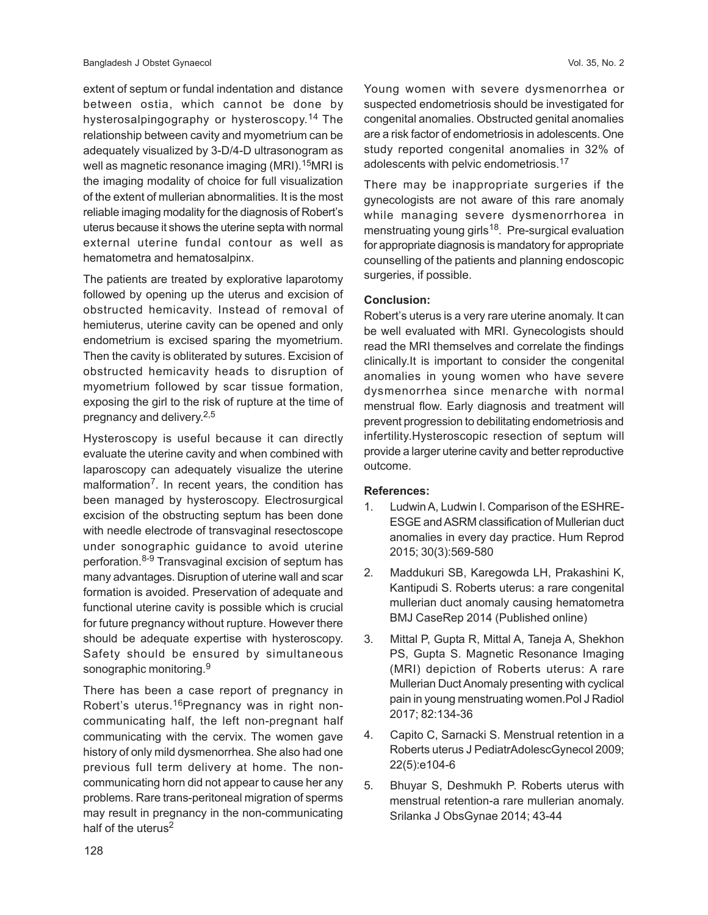extent of septum or fundal indentation and distance between ostia, which cannot be done by hysterosalpingography or hysteroscopy.[14] The relationship between cavity and myometrium can be adequately visualized by 3-D/4-D ultrasonogram as well as magnetic resonance imaging (MRI).[15]MRI is the imaging modality of choice for full visualization of the extent of mullerian abnormalities. It is the most reliable imaging modality for the diagnosis of Robert's uterus because it shows the uterine septa with normal external uterine fundal contour as well as hematometra and hematosalpinx.

The patients are treated by explorative laparotomy followed by opening up the uterus and excision of obstructed hemicavity. Instead of removal of hemiuterus, uterine cavity can be opened and only endometrium is excised sparing the myometrium. Then the cavity is obliterated by sutures. Excision of obstructed hemicavity heads to disruption of myometrium followed by scar tissue formation, exposing the girl to the risk of rupture at the time of pregnancy and delivery.[2,5]

Hysteroscopy is useful because it can directly evaluate the uterine cavity and when combined with laparoscopy can adequately visualize the uterine malformation[7]. In recent years, the condition has been managed by hysteroscopy. Electrosurgical excision of the obstructing septum has been done with needle electrode of transvaginal resectoscope under sonographic guidance to avoid uterine perforation.[8-9] Transvaginal excision of septum has many advantages. Disruption of uterine wall and scar formation is avoided. Preservation of adequate and functional uterine cavity is possible which is crucial for future pregnancy without rupture. However there should be adequate expertise with hysteroscopy. Safety should be ensured by simultaneous sonographic monitoring.[9]

There has been a case report of pregnancy in Robert's uterus.[16]Pregnancy was in right non-communicating half, the left non-pregnant half communicating with the cervix. The women gave history of only mild dysmenorrhea. She also had one previous full term delivery at home. The non-communicating horn did not appear to cause her any problems. Rare trans-peritoneal migration of sperms may result in pregnancy in the non-communicating half of the uterus[2]

Young women with severe dysmenorrhea or suspected endometriosis should be investigated for congenital anomalies. Obstructed genital anomalies are a risk factor of endometriosis in adolescents. One study reported congenital anomalies in 32% of adolescents with pelvic endometriosis.[17]

There may be inappropriate surgeries if the gynecologists are not aware of this rare anomaly while managing severe dysmenorrhorea in menstruating young girls[18]. Pre-surgical evaluation for appropriate diagnosis is mandatory for appropriate counselling of the patients and planning endoscopic surgeries, if possible.

**Conclusion:**

Robert's uterus is a very rare uterine anomaly. It can be well evaluated with MRI. Gynecologists should read the MRI themselves and correlate the findings clinically.It is important to consider the congenital anomalies in young women who have severe dysmenorrhea since menarche with normal menstrual flow. Early diagnosis and treatment will prevent progression to debilitating endometriosis and infertility.Hysteroscopic resection of septum will provide a larger uterine cavity and better reproductive outcome.

**References:**

1. Ludwin A, Ludwin I. Comparison of the ESHRE-ESGE and ASRM classification of Mullerian duct anomalies in every day practice. Hum Reprod 2015; 30(3):569-580
2. Maddukuri SB, Karegowda LH, Prakashini K, Kantipudi S. Roberts uterus: a rare congenital mullerian duct anomaly causing hematometra BMJ CaseRep 2014 (Published online)
3. Mittal P, Gupta R, Mittal A, Taneja A, Shekhon PS, Gupta S. Magnetic Resonance Imaging (MRI) depiction of Roberts uterus: A rare Mullerian Duct Anomaly presenting with cyclical pain in young menstruating women.Pol J Radiol 2017; 82:134-36
4. Capito C, Sarnacki S. Menstrual retention in a Roberts uterus J PediatrAdolescGynecol 2009; 22(5):e104-6
5. Bhuyar S, Deshmukh P. Roberts uterus with menstrual retention-a rare mullerian anomaly. Srilanka J ObsGynae 2014; 43-44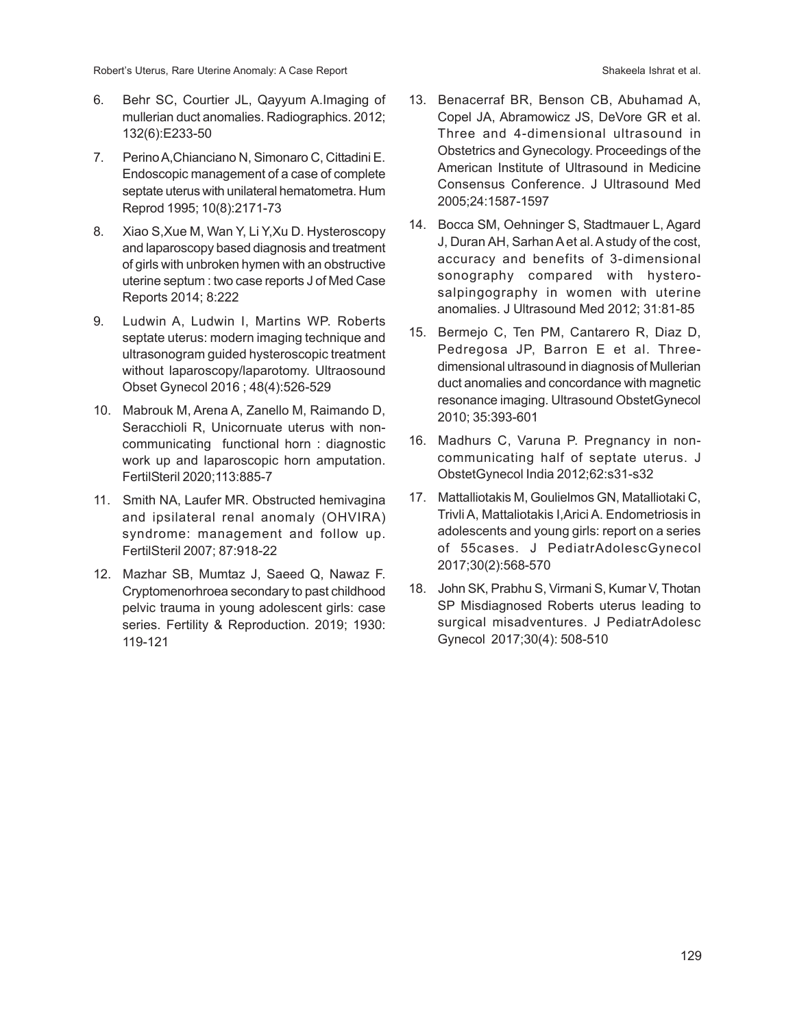6. Behr SC, Courtier JL, Qayyum A.Imaging of mullerian duct anomalies. Radiographics. 2012; 132(6):E233-50

7. Perino A,Chianciano N, Simonaro C, Cittadini E. Endoscopic management of a case of complete septate uterus with unilateral hematometra. Hum Reprod 1995; 10(8):2171-73

8. Xiao S,Xue M, Wan Y, Li Y,Xu D. Hysteroscopy and laparoscopy based diagnosis and treatment of girls with unbroken hymen with an obstructive uterine septum : two case reports J of Med Case Reports 2014; 8:222

9. Ludwin A, Ludwin I, Martins WP. Roberts septate uterus: modern imaging technique and ultrasonogram guided hysteroscopic treatment without laparoscopy/laparotomy. Ultraosound Obset Gynecol 2016 ; 48(4):526-529

10. Mabrouk M, Arena A, Zanello M, Raimando D, Seracchioli R, Unicornuate uterus with non-communicating functional horn : diagnostic work up and laparoscopic horn amputation. FertilSteril 2020;113:885-7

11. Smith NA, Laufer MR. Obstructed hemivagina and ipsilateral renal anomaly (OHVIRA) syndrome: management and follow up. FertilSteril 2007; 87:918-22

12. Mazhar SB, Mumtaz J, Saeed Q, Nawaz F. Cryptomenorhroea secondary to past childhood pelvic trauma in young adolescent girls: case series. Fertility & Reproduction. 2019; 1930: 119-121

13. Benacerraf BR, Benson CB, Abuhamad A, Copel JA, Abramowicz JS, DeVore GR et al. Three and 4-dimensional ultrasound in Obstetrics and Gynecology. Proceedings of the American Institute of Ultrasound in Medicine Consensus Conference. J Ultrasound Med 2005;24:1587-1597

14. Bocca SM, Oehninger S, Stadtmauer L, Agard J, Duran AH, Sarhan A et al. A study of the cost, accuracy and benefits of 3-dimensional sonography compared with hysterosalpingography in women with uterine anomalies. J Ultrasound Med 2012; 31:81-85

15. Bermejo C, Ten PM, Cantarero R, Diaz D, Pedregosa JP, Barron E et al. Three-dimensional ultrasound in diagnosis of Mullerian duct anomalies and concordance with magnetic resonance imaging. Ultrasound ObstetGynecol 2010; 35:393-601

16. Madhurs C, Varuna P. Pregnancy in non-communicating half of septate uterus. J ObstetGynecol India 2012;62:s31-s32

17. Mattalliotakis M, Goulielmos GN, Matalliotaki C, Trivli A, Mattaliotakis I,Arici A. Endometriosis in adolescents and young girls: report on a series of 55cases. J PediatrAdolescGynecol 2017;30(2):568-570

18. John SK, Prabhu S, Virmani S, Kumar V, Thotan SP Misdiagnosed Roberts uterus leading to surgical misadventures. J PediatrAdolesc Gynecol 2017;30(4): 508-510